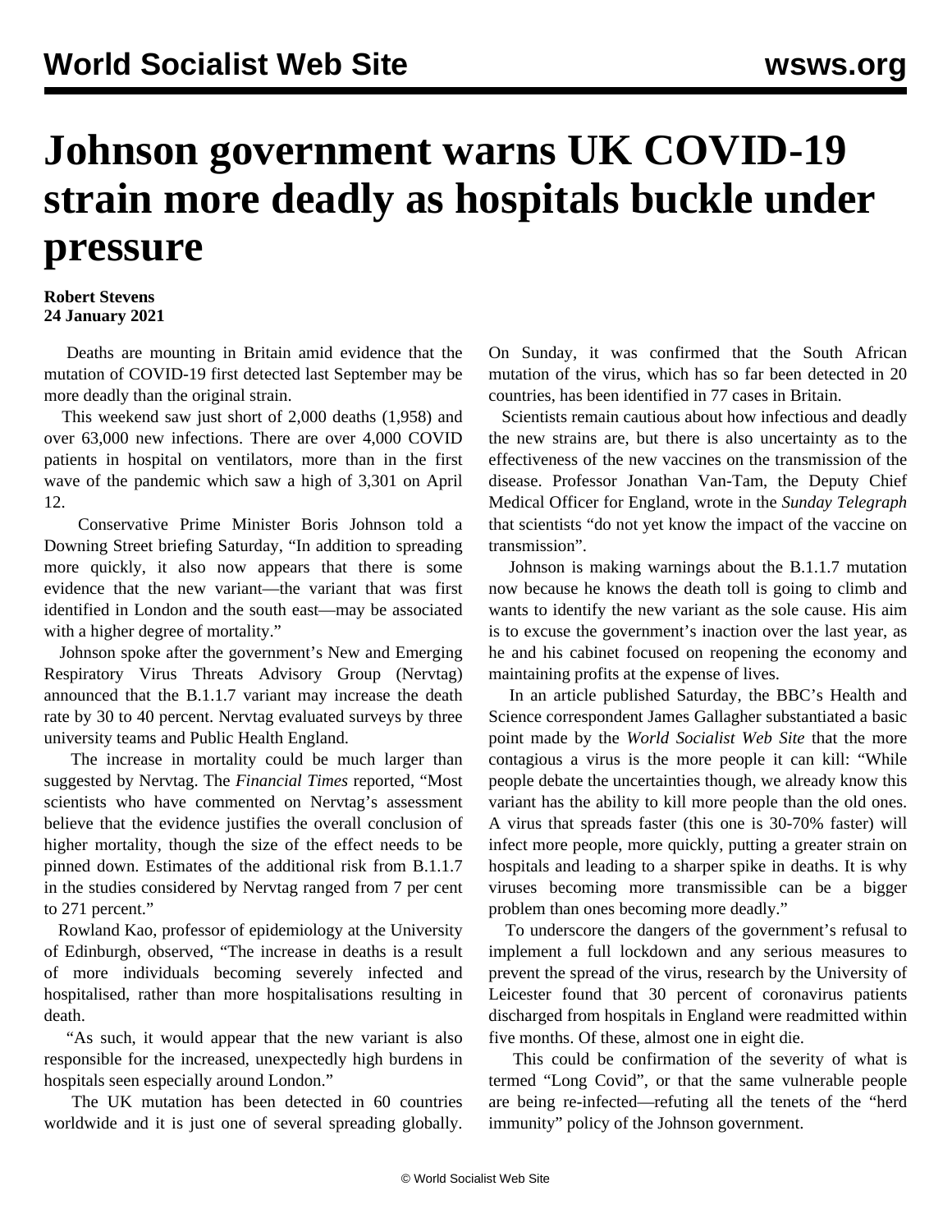# Johnson government warns UK COVID-19 strain more deadly as hospitals buckle under pressure

**Robert Stevens**
**24 January 2021**

Deaths are mounting in Britain amid evidence that the mutation of COVID-19 first detected last September may be more deadly than the original strain.

This weekend saw just short of 2,000 deaths (1,958) and over 63,000 new infections. There are over 4,000 COVID patients in hospital on ventilators, more than in the first wave of the pandemic which saw a high of 3,301 on April 12.

Conservative Prime Minister Boris Johnson told a Downing Street briefing Saturday, "In addition to spreading more quickly, it also now appears that there is some evidence that the new variant—the variant that was first identified in London and the south east—may be associated with a higher degree of mortality."

Johnson spoke after the government's New and Emerging Respiratory Virus Threats Advisory Group (Nervtag) announced that the B.1.1.7 variant may increase the death rate by 30 to 40 percent. Nervtag evaluated surveys by three university teams and Public Health England.

The increase in mortality could be much larger than suggested by Nervtag. The *Financial Times* reported, "Most scientists who have commented on Nervtag's assessment believe that the evidence justifies the overall conclusion of higher mortality, though the size of the effect needs to be pinned down. Estimates of the additional risk from B.1.1.7 in the studies considered by Nervtag ranged from 7 per cent to 271 percent."

Rowland Kao, professor of epidemiology at the University of Edinburgh, observed, "The increase in deaths is a result of more individuals becoming severely infected and hospitalised, rather than more hospitalisations resulting in death.

"As such, it would appear that the new variant is also responsible for the increased, unexpectedly high burdens in hospitals seen especially around London."

The UK mutation has been detected in 60 countries worldwide and it is just one of several spreading globally. On Sunday, it was confirmed that the South African mutation of the virus, which has so far been detected in 20 countries, has been identified in 77 cases in Britain.

Scientists remain cautious about how infectious and deadly the new strains are, but there is also uncertainty as to the effectiveness of the new vaccines on the transmission of the disease. Professor Jonathan Van-Tam, the Deputy Chief Medical Officer for England, wrote in the *Sunday Telegraph* that scientists "do not yet know the impact of the vaccine on transmission".

Johnson is making warnings about the B.1.1.7 mutation now because he knows the death toll is going to climb and wants to identify the new variant as the sole cause. His aim is to excuse the government's inaction over the last year, as he and his cabinet focused on reopening the economy and maintaining profits at the expense of lives.

In an article published Saturday, the BBC's Health and Science correspondent James Gallagher substantiated a basic point made by the *World Socialist Web Site* that the more contagious a virus is the more people it can kill: "While people debate the uncertainties though, we already know this variant has the ability to kill more people than the old ones. A virus that spreads faster (this one is 30-70% faster) will infect more people, more quickly, putting a greater strain on hospitals and leading to a sharper spike in deaths. It is why viruses becoming more transmissible can be a bigger problem than ones becoming more deadly."

To underscore the dangers of the government's refusal to implement a full lockdown and any serious measures to prevent the spread of the virus, research by the University of Leicester found that 30 percent of coronavirus patients discharged from hospitals in England were readmitted within five months. Of these, almost one in eight die.

This could be confirmation of the severity of what is termed "Long Covid", or that the same vulnerable people are being re-infected—refuting all the tenets of the "herd immunity" policy of the Johnson government.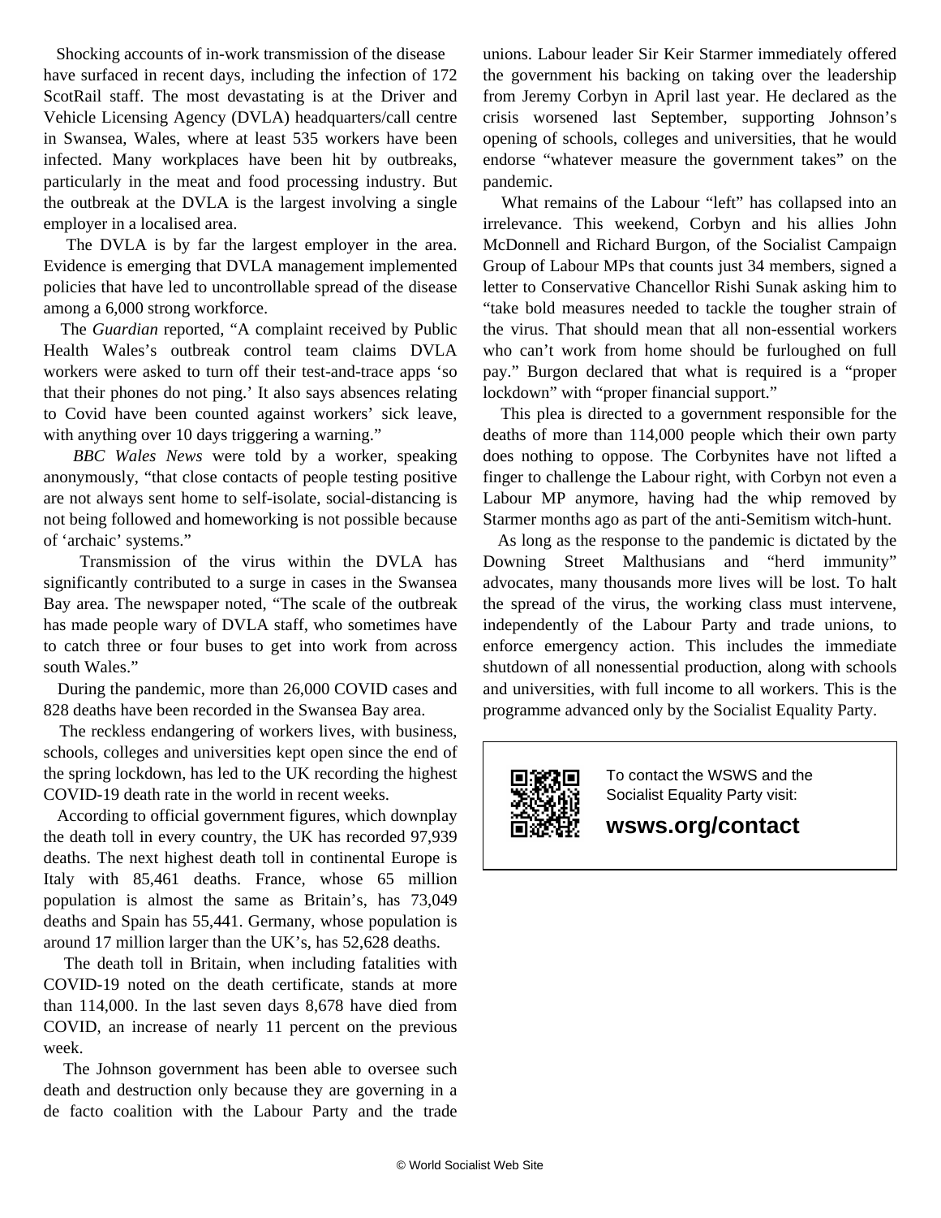Shocking accounts of in-work transmission of the disease have surfaced in recent days, including the infection of 172 ScotRail staff. The most devastating is at the Driver and Vehicle Licensing Agency (DVLA) headquarters/call centre in Swansea, Wales, where at least 535 workers have been infected. Many workplaces have been hit by outbreaks, particularly in the meat and food processing industry. But the outbreak at the DVLA is the largest involving a single employer in a localised area.

The DVLA is by far the largest employer in the area. Evidence is emerging that DVLA management implemented policies that have led to uncontrollable spread of the disease among a 6,000 strong workforce.

The *Guardian* reported, "A complaint received by Public Health Wales's outbreak control team claims DVLA workers were asked to turn off their test-and-trace apps 'so that their phones do not ping.' It also says absences relating to Covid have been counted against workers' sick leave, with anything over 10 days triggering a warning."

*BBC Wales News* were told by a worker, speaking anonymously, "that close contacts of people testing positive are not always sent home to self-isolate, social-distancing is not being followed and homeworking is not possible because of 'archaic' systems."

Transmission of the virus within the DVLA has significantly contributed to a surge in cases in the Swansea Bay area. The newspaper noted, "The scale of the outbreak has made people wary of DVLA staff, who sometimes have to catch three or four buses to get into work from across south Wales."

During the pandemic, more than 26,000 COVID cases and 828 deaths have been recorded in the Swansea Bay area.

The reckless endangering of workers lives, with business, schools, colleges and universities kept open since the end of the spring lockdown, has led to the UK recording the highest COVID-19 death rate in the world in recent weeks.

According to official government figures, which downplay the death toll in every country, the UK has recorded 97,939 deaths. The next highest death toll in continental Europe is Italy with 85,461 deaths. France, whose 65 million population is almost the same as Britain's, has 73,049 deaths and Spain has 55,441. Germany, whose population is around 17 million larger than the UK's, has 52,628 deaths.

The death toll in Britain, when including fatalities with COVID-19 noted on the death certificate, stands at more than 114,000. In the last seven days 8,678 have died from COVID, an increase of nearly 11 percent on the previous week.

The Johnson government has been able to oversee such death and destruction only because they are governing in a de facto coalition with the Labour Party and the trade unions. Labour leader Sir Keir Starmer immediately offered the government his backing on taking over the leadership from Jeremy Corbyn in April last year. He declared as the crisis worsened last September, supporting Johnson's opening of schools, colleges and universities, that he would endorse "whatever measure the government takes" on the pandemic.

What remains of the Labour "left" has collapsed into an irrelevance. This weekend, Corbyn and his allies John McDonnell and Richard Burgon, of the Socialist Campaign Group of Labour MPs that counts just 34 members, signed a letter to Conservative Chancellor Rishi Sunak asking him to "take bold measures needed to tackle the tougher strain of the virus. That should mean that all non-essential workers who can't work from home should be furloughed on full pay." Burgon declared that what is required is a "proper lockdown" with "proper financial support."

This plea is directed to a government responsible for the deaths of more than 114,000 people which their own party does nothing to oppose. The Corbynites have not lifted a finger to challenge the Labour right, with Corbyn not even a Labour MP anymore, having had the whip removed by Starmer months ago as part of the anti-Semitism witch-hunt.

As long as the response to the pandemic is dictated by the Downing Street Malthusians and "herd immunity" advocates, many thousands more lives will be lost. To halt the spread of the virus, the working class must intervene, independently of the Labour Party and trade unions, to enforce emergency action. This includes the immediate shutdown of all nonessential production, along with schools and universities, with full income to all workers. This is the programme advanced only by the Socialist Equality Party.

To contact the WSWS and the Socialist Equality Party visit:

**wsws.org/contact**